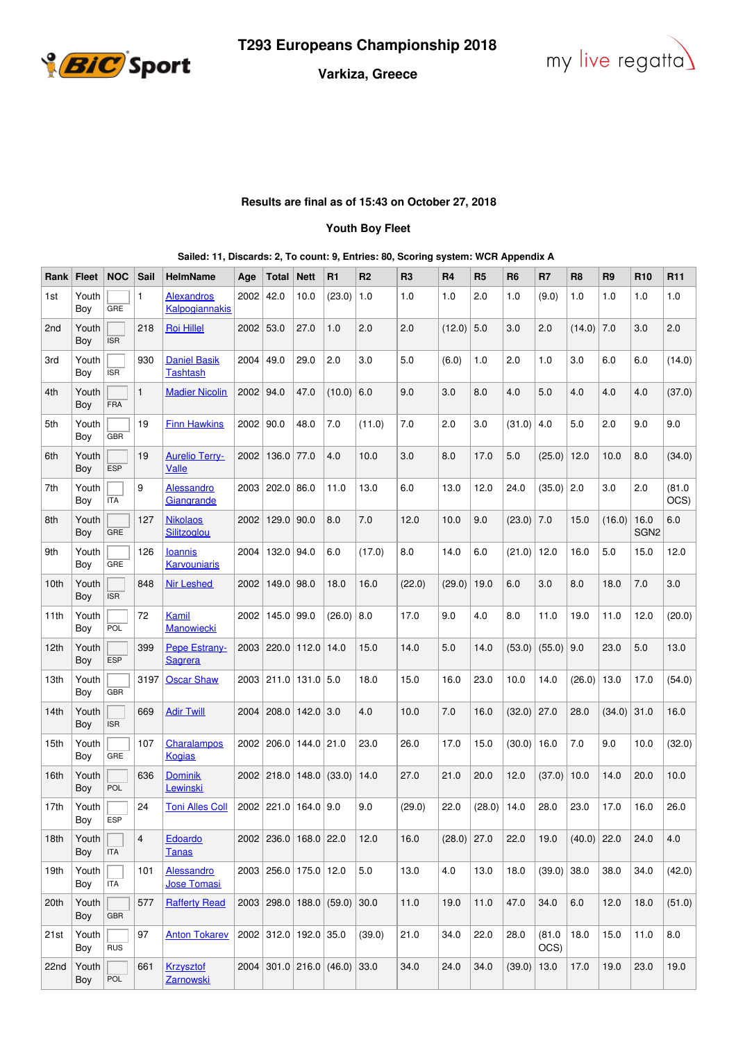# T293 Europeans Championship 2018

## Varkiza, Greece

**Results are final as of 15:43 on October 27, 2018**

**Youth Boy Fleet**

**Sailed: 11, Discards: 2, To count: 9, Entries: 80, Scoring system: WCR Appendix A**

| Rank | Fleet | NOC | Sail | HelmName | Age | Total | Nett | R1 | R2 | R3 | R4 | R5 | R6 | R7 | R8 | R9 | R10 | R11 |
|---|---|---|---|---|---|---|---|---|---|---|---|---|---|---|---|---|---|---|
| 1st | Youth Boy | GRE | 1 | Alexandros Kalpogiannakis | 2002 | 42.0 | 10.0 | (23.0) | 1.0 | 1.0 | 1.0 | 2.0 | 1.0 | (9.0) | 1.0 | 1.0 | 1.0 | 1.0 |
| 2nd | Youth Boy | ISR | 218 | Roi Hillel | 2002 | 53.0 | 27.0 | 1.0 | 2.0 | 2.0 | (12.0) | 5.0 | 3.0 | 2.0 | (14.0) | 7.0 | 3.0 | 2.0 |
| 3rd | Youth Boy | ISR | 930 | Daniel Basik Tashtash | 2004 | 49.0 | 29.0 | 2.0 | 3.0 | 5.0 | (6.0) | 1.0 | 2.0 | 1.0 | 3.0 | 6.0 | 6.0 | (14.0) |
| 4th | Youth Boy | FRA | 1 | Madier Nicolin | 2002 | 94.0 | 47.0 | (10.0) | 6.0 | 9.0 | 3.0 | 8.0 | 4.0 | 5.0 | 4.0 | 4.0 | 4.0 | (37.0) |
| 5th | Youth Boy | GBR | 19 | Finn Hawkins | 2002 | 90.0 | 48.0 | 7.0 | (11.0) | 7.0 | 2.0 | 3.0 | (31.0) | 4.0 | 5.0 | 2.0 | 9.0 | 9.0 |
| 6th | Youth Boy | ESP | 19 | Aurelio Terry-Valle | 2002 | 136.0 | 77.0 | 4.0 | 10.0 | 3.0 | 8.0 | 17.0 | 5.0 | (25.0) | 12.0 | 10.0 | 8.0 | (34.0) |
| 7th | Youth Boy | ITA | 9 | Alessandro Giangrande | 2003 | 202.0 | 86.0 | 11.0 | 13.0 | 6.0 | 13.0 | 12.0 | 24.0 | (35.0) | 2.0 | 3.0 | 2.0 | (81.0 OCS) |
| 8th | Youth Boy | GRE | 127 | Nikolaos Silitzoglou | 2002 | 129.0 | 90.0 | 8.0 | 7.0 | 12.0 | 10.0 | 9.0 | (23.0) | 7.0 | 15.0 | (16.0) | 16.0 SGN2 | 6.0 |
| 9th | Youth Boy | GRE | 126 | Ioannis Karvouniaris | 2004 | 132.0 | 94.0 | 6.0 | (17.0) | 8.0 | 14.0 | 6.0 | (21.0) | 12.0 | 16.0 | 5.0 | 15.0 | 12.0 |
| 10th | Youth Boy | ISR | 848 | Nir Leshed | 2002 | 149.0 | 98.0 | 18.0 | 16.0 | (22.0) | (29.0) | 19.0 | 6.0 | 3.0 | 8.0 | 18.0 | 7.0 | 3.0 |
| 11th | Youth Boy | POL | 72 | Kamil Manowiecki | 2002 | 145.0 | 99.0 | (26.0) | 8.0 | 17.0 | 9.0 | 4.0 | 8.0 | 11.0 | 19.0 | 11.0 | 12.0 | (20.0) |
| 12th | Youth Boy | ESP | 399 | Pepe Estrany-Sagrera | 2003 | 220.0 | 112.0 | 14.0 | 15.0 | 14.0 | 5.0 | 14.0 | (53.0) | (55.0) | 9.0 | 23.0 | 5.0 | 13.0 |
| 13th | Youth Boy | GBR | 3197 | Oscar Shaw | 2003 | 211.0 | 131.0 | 5.0 | 18.0 | 15.0 | 16.0 | 23.0 | 10.0 | 14.0 | (26.0) | 13.0 | 17.0 | (54.0) |
| 14th | Youth Boy | ISR | 669 | Adir Twill | 2004 | 208.0 | 142.0 | 3.0 | 4.0 | 10.0 | 7.0 | 16.0 | (32.0) | 27.0 | 28.0 | (34.0) | 31.0 | 16.0 |
| 15th | Youth Boy | GRE | 107 | Charalampos Kogias | 2002 | 206.0 | 144.0 | 21.0 | 23.0 | 26.0 | 17.0 | 15.0 | (30.0) | 16.0 | 7.0 | 9.0 | 10.0 | (32.0) |
| 16th | Youth Boy | POL | 636 | Dominik Lewinski | 2002 | 218.0 | 148.0 | (33.0) | 14.0 | 27.0 | 21.0 | 20.0 | 12.0 | (37.0) | 10.0 | 14.0 | 20.0 | 10.0 |
| 17th | Youth Boy | ESP | 24 | Toni Alles Coll | 2002 | 221.0 | 164.0 | 9.0 | 9.0 | (29.0) | 22.0 | (28.0) | 14.0 | 28.0 | 23.0 | 17.0 | 16.0 | 26.0 |
| 18th | Youth Boy | ITA | 4 | Edoardo Tanas | 2002 | 236.0 | 168.0 | 22.0 | 12.0 | 16.0 | (28.0) | 27.0 | 22.0 | 19.0 | (40.0) | 22.0 | 24.0 | 4.0 |
| 19th | Youth Boy | ITA | 101 | Alessandro Jose Tomasi | 2003 | 256.0 | 175.0 | 12.0 | 5.0 | 13.0 | 4.0 | 13.0 | 18.0 | (39.0) | 38.0 | 38.0 | 34.0 | (42.0) |
| 20th | Youth Boy | GBR | 577 | Rafferty Read | 2003 | 298.0 | 188.0 | (59.0) | 30.0 | 11.0 | 19.0 | 11.0 | 47.0 | 34.0 | 6.0 | 12.0 | 18.0 | (51.0) |
| 21st | Youth Boy | RUS | 97 | Anton Tokarev | 2002 | 312.0 | 192.0 | 35.0 | (39.0) | 21.0 | 34.0 | 22.0 | 28.0 | (81.0 OCS) | 18.0 | 15.0 | 11.0 | 8.0 |
| 22nd | Youth Boy | POL | 661 | Krzysztof Zarnowski | 2004 | 301.0 | 216.0 | (46.0) | 33.0 | 34.0 | 24.0 | 34.0 | (39.0) | 13.0 | 17.0 | 19.0 | 23.0 | 19.0 |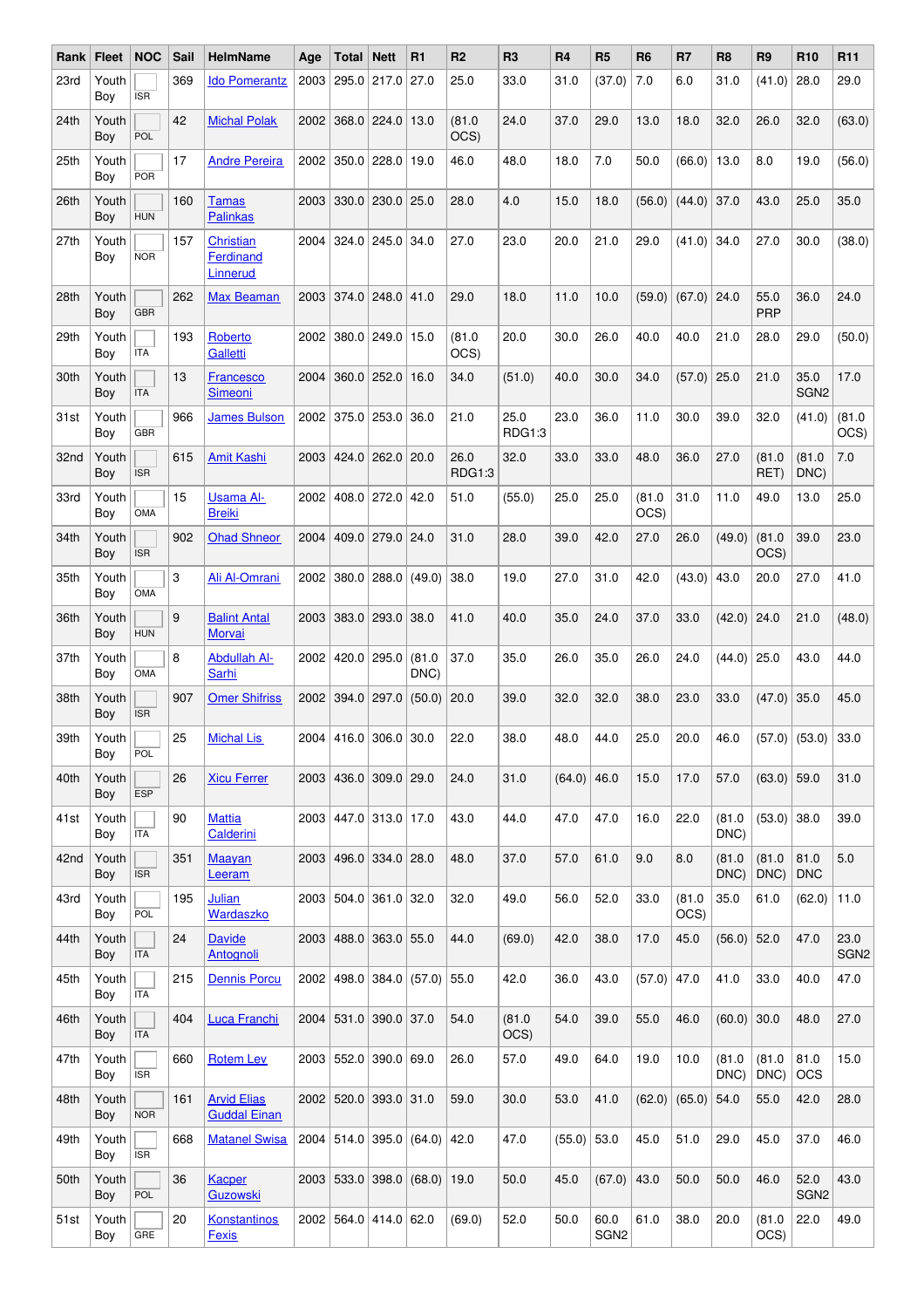| Rank | Fleet | NOC | Sail | HelmName | Age | Total | Nett | R1 | R2 | R3 | R4 | R5 | R6 | R7 | R8 | R9 | R10 | R11 |
|---|---|---|---|---|---|---|---|---|---|---|---|---|---|---|---|---|---|---|
| 23rd | Youth Boy | ISR | 369 | Ido Pomerantz | 2003 | 295.0 | 217.0 | 27.0 | 25.0 | 33.0 | 31.0 | (37.0) | 7.0 | 6.0 | 31.0 | (41.0) | 28.0 | 29.0 |
| 24th | Youth Boy | POL | 42 | Michal Polak | 2002 | 368.0 | 224.0 | 13.0 | (81.0 OCS) | 24.0 | 37.0 | 29.0 | 13.0 | 18.0 | 32.0 | 26.0 | 32.0 | (63.0) |
| 25th | Youth Boy | POR | 17 | Andre Pereira | 2002 | 350.0 | 228.0 | 19.0 | 46.0 | 48.0 | 18.0 | 7.0 | 50.0 | (66.0) | 13.0 | 8.0 | 19.0 | (56.0) |
| 26th | Youth Boy | HUN | 160 | Tamas Palinkas | 2003 | 330.0 | 230.0 | 25.0 | 28.0 | 4.0 | 15.0 | 18.0 | (56.0) | (44.0) | 37.0 | 43.0 | 25.0 | 35.0 |
| 27th | Youth Boy | NOR | 157 | Christian Ferdinand Linnerud | 2004 | 324.0 | 245.0 | 34.0 | 27.0 | 23.0 | 20.0 | 21.0 | 29.0 | (41.0) | 34.0 | 27.0 | 30.0 | (38.0) |
| 28th | Youth Boy | GBR | 262 | Max Beaman | 2003 | 374.0 | 248.0 | 41.0 | 29.0 | 18.0 | 11.0 | 10.0 | (59.0) | (67.0) | 24.0 | 55.0 PRP | 36.0 | 24.0 |
| 29th | Youth Boy | ITA | 193 | Roberto Galletti | 2002 | 380.0 | 249.0 | 15.0 | (81.0 OCS) | 20.0 | 30.0 | 26.0 | 40.0 | 40.0 | 21.0 | 28.0 | 29.0 | (50.0) |
| 30th | Youth Boy | ITA | 13 | Francesco Simeoni | 2004 | 360.0 | 252.0 | 16.0 | 34.0 | (51.0) | 40.0 | 30.0 | 34.0 | (57.0) | 25.0 | 21.0 | 35.0 SGN2 | 17.0 |
| 31st | Youth Boy | GBR | 966 | James Bulson | 2002 | 375.0 | 253.0 | 36.0 | 21.0 | 25.0 RDG1:3 | 23.0 | 36.0 | 11.0 | 30.0 | 39.0 | 32.0 | (41.0) | (81.0 OCS) |
| 32nd | Youth Boy | ISR | 615 | Amit Kashi | 2003 | 424.0 | 262.0 | 20.0 | 26.0 RDG1:3 | 32.0 | 33.0 | 33.0 | 48.0 | 36.0 | 27.0 | (81.0 RET) | (81.0 DNC) | 7.0 |
| 33rd | Youth Boy | OMA | 15 | Usama Al-Breiki | 2002 | 408.0 | 272.0 | 42.0 | 51.0 | (55.0) | 25.0 | 25.0 | (81.0 OCS) | 31.0 | 11.0 | 49.0 | 13.0 | 25.0 |
| 34th | Youth Boy | ISR | 902 | Ohad Shneor | 2004 | 409.0 | 279.0 | 24.0 | 31.0 | 28.0 | 39.0 | 42.0 | 27.0 | 26.0 | (49.0) | (81.0 OCS) | 39.0 | 23.0 |
| 35th | Youth Boy | OMA | 3 | Ali Al-Omrani | 2002 | 380.0 | 288.0 | (49.0) | 38.0 | 19.0 | 27.0 | 31.0 | 42.0 | (43.0) | 43.0 | 20.0 | 27.0 | 41.0 |
| 36th | Youth Boy | HUN | 9 | Balint Antal Morvai | 2003 | 383.0 | 293.0 | 38.0 | 41.0 | 40.0 | 35.0 | 24.0 | 37.0 | 33.0 | (42.0) | 24.0 | 21.0 | (48.0) |
| 37th | Youth Boy | OMA | 8 | Abdullah Al-Sarhi | 2002 | 420.0 | 295.0 | (81.0 DNC) | 37.0 | 35.0 | 26.0 | 35.0 | 26.0 | 24.0 | (44.0) | 25.0 | 43.0 | 44.0 |
| 38th | Youth Boy | ISR | 907 | Omer Shifriss | 2002 | 394.0 | 297.0 | (50.0) | 20.0 | 39.0 | 32.0 | 32.0 | 38.0 | 23.0 | 33.0 | (47.0) | 35.0 | 45.0 |
| 39th | Youth Boy | POL | 25 | Michal Lis | 2004 | 416.0 | 306.0 | 30.0 | 22.0 | 38.0 | 48.0 | 44.0 | 25.0 | 20.0 | 46.0 | (57.0) | (53.0) | 33.0 |
| 40th | Youth Boy | ESP | 26 | Xicu Ferrer | 2003 | 436.0 | 309.0 | 29.0 | 24.0 | 31.0 | (64.0) | 46.0 | 15.0 | 17.0 | 57.0 | (63.0) | 59.0 | 31.0 |
| 41st | Youth Boy | ITA | 90 | Mattia Calderini | 2003 | 447.0 | 313.0 | 17.0 | 43.0 | 44.0 | 47.0 | 47.0 | 16.0 | 22.0 | (81.0 DNC) | (53.0) | 38.0 | 39.0 |
| 42nd | Youth Boy | ISR | 351 | Maayan Leeram | 2003 | 496.0 | 334.0 | 28.0 | 48.0 | 37.0 | 57.0 | 61.0 | 9.0 | 8.0 | (81.0 DNC) | (81.0 DNC) | 81.0 DNC | 5.0 |
| 43rd | Youth Boy | POL | 195 | Julian Wardaszko | 2003 | 504.0 | 361.0 | 32.0 | 32.0 | 49.0 | 56.0 | 52.0 | 33.0 | (81.0 OCS) | 35.0 | 61.0 | (62.0) | 11.0 |
| 44th | Youth Boy | ITA | 24 | Davide Antognoli | 2003 | 488.0 | 363.0 | 55.0 | 44.0 | (69.0) | 42.0 | 38.0 | 17.0 | 45.0 | (56.0) | 52.0 | 47.0 | 23.0 SGN2 |
| 45th | Youth Boy | ITA | 215 | Dennis Porcu | 2002 | 498.0 | 384.0 | (57.0) | 55.0 | 42.0 | 36.0 | 43.0 | (57.0) | 47.0 | 41.0 | 33.0 | 40.0 | 47.0 |
| 46th | Youth Boy | ITA | 404 | Luca Franchi | 2004 | 531.0 | 390.0 | 37.0 | 54.0 | (81.0 OCS) | 54.0 | 39.0 | 55.0 | 46.0 | (60.0) | 30.0 | 48.0 | 27.0 |
| 47th | Youth Boy | ISR | 660 | Rotem Lev | 2003 | 552.0 | 390.0 | 69.0 | 26.0 | 57.0 | 49.0 | 64.0 | 19.0 | 10.0 | (81.0 DNC) | (81.0 DNC) | 81.0 OCS | 15.0 |
| 48th | Youth Boy | NOR | 161 | Arvid Elias Guddal Einan | 2002 | 520.0 | 393.0 | 31.0 | 59.0 | 30.0 | 53.0 | 41.0 | (62.0) | (65.0) | 54.0 | 55.0 | 42.0 | 28.0 |
| 49th | Youth Boy | ISR | 668 | Matanel Swisa | 2004 | 514.0 | 395.0 | (64.0) | 42.0 | 47.0 | (55.0) | 53.0 | 45.0 | 51.0 | 29.0 | 45.0 | 37.0 | 46.0 |
| 50th | Youth Boy | POL | 36 | Kacper Guzowski | 2003 | 533.0 | 398.0 | (68.0) | 19.0 | 50.0 | 45.0 | (67.0) | 43.0 | 50.0 | 50.0 | 46.0 | 52.0 SGN2 | 43.0 |
| 51st | Youth Boy | GRE | 20 | Konstantinos Fexis | 2002 | 564.0 | 414.0 | 62.0 | (69.0) | 52.0 | 50.0 | 60.0 SGN2 | 61.0 | 38.0 | 20.0 | (81.0 OCS) | 22.0 | 49.0 |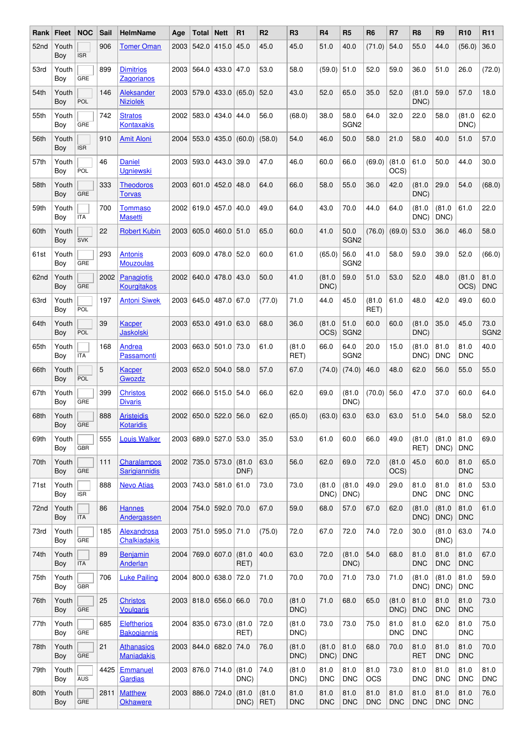| Rank | Fleet | NOC | Sail | HelmName | Age | Total | Nett | R1 | R2 | R3 | R4 | R5 | R6 | R7 | R8 | R9 | R10 | R11 |
|---|---|---|---|---|---|---|---|---|---|---|---|---|---|---|---|---|---|---|
| 52nd | Youth Boy | ISR | 906 | Tomer Oman | 2003 | 542.0 | 415.0 | 45.0 | 45.0 | 45.0 | 51.0 | 40.0 | (71.0) | 54.0 | 55.0 | 44.0 | (56.0) | 36.0 |
| 53rd | Youth Boy | GRE | 899 | Dimitrios Zagorianos | 2003 | 564.0 | 433.0 | 47.0 | 53.0 | 58.0 | (59.0) | 51.0 | 52.0 | 59.0 | 36.0 | 51.0 | 26.0 | (72.0) |
| 54th | Youth Boy | POL | 146 | Aleksander Niziolek | 2003 | 579.0 | 433.0 | (65.0) | 52.0 | 43.0 | 52.0 | 65.0 | 35.0 | 52.0 | (81.0 DNC) | 59.0 | 57.0 | 18.0 |
| 55th | Youth Boy | GRE | 742 | Stratos Kontaxakis | 2002 | 583.0 | 434.0 | 44.0 | 56.0 | (68.0) | 38.0 | 58.0 SGN2 | 64.0 | 32.0 | 22.0 | 58.0 | (81.0 DNC) | 62.0 |
| 56th | Youth Boy | ISR | 910 | Amit Aloni | 2004 | 553.0 | 435.0 | (60.0) | (58.0) | 54.0 | 46.0 | 50.0 | 58.0 | 21.0 | 58.0 | 40.0 | 51.0 | 57.0 |
| 57th | Youth Boy | POL | 46 | Daniel Ugniewski | 2003 | 593.0 | 443.0 | 39.0 | 47.0 | 46.0 | 60.0 | 66.0 | (69.0) | (81.0 OCS) | 61.0 | 50.0 | 44.0 | 30.0 |
| 58th | Youth Boy | GRE | 333 | Theodoros Torvas | 2003 | 601.0 | 452.0 | 48.0 | 64.0 | 66.0 | 58.0 | 55.0 | 36.0 | 42.0 | (81.0 DNC) | 29.0 | 54.0 | (68.0) |
| 59th | Youth Boy | ITA | 700 | Tommaso Masetti | 2002 | 619.0 | 457.0 | 40.0 | 49.0 | 64.0 | 43.0 | 70.0 | 44.0 | 64.0 | (81.0 DNC) | (81.0 DNC) | 61.0 | 22.0 |
| 60th | Youth Boy | SVK | 22 | Robert Kubin | 2003 | 605.0 | 460.0 | 51.0 | 65.0 | 60.0 | 41.0 | 50.0 SGN2 | (76.0) | (69.0) | 53.0 | 36.0 | 46.0 | 58.0 |
| 61st | Youth Boy | GRE | 293 | Antonis Mouzoulas | 2003 | 609.0 | 478.0 | 52.0 | 60.0 | 61.0 | (65.0) | 56.0 SGN2 | 41.0 | 58.0 | 59.0 | 39.0 | 52.0 | (66.0) |
| 62nd | Youth Boy | GRE | 2002 | Panagiotis Kourgitakos | 2002 | 640.0 | 478.0 | 43.0 | 50.0 | 41.0 | (81.0 DNC) | 59.0 | 51.0 | 53.0 | 52.0 | 48.0 | (81.0 OCS) | 81.0 DNC |
| 63rd | Youth Boy | POL | 197 | Antoni Siwek | 2003 | 645.0 | 487.0 | 67.0 | (77.0) | 71.0 | 44.0 | 45.0 | (81.0 RET) | 61.0 | 48.0 | 42.0 | 49.0 | 60.0 |
| 64th | Youth Boy | POL | 39 | Kacper Jaskolski | 2003 | 653.0 | 491.0 | 63.0 | 68.0 | 36.0 | (81.0 OCS) | 51.0 SGN2 | 60.0 | 60.0 | (81.0 DNC) | 35.0 | 45.0 | 73.0 SGN2 |
| 65th | Youth Boy | ITA | 168 | Andrea Passamonti | 2003 | 663.0 | 501.0 | 73.0 | 61.0 | (81.0 RET) | 66.0 | 64.0 SGN2 | 20.0 | 15.0 | (81.0 DNC) | 81.0 DNC | 81.0 DNC | 40.0 |
| 66th | Youth Boy | POL | 5 | Kacper Gwozdz | 2003 | 652.0 | 504.0 | 58.0 | 57.0 | 67.0 | (74.0) | (74.0) | 46.0 | 48.0 | 62.0 | 56.0 | 55.0 | 55.0 |
| 67th | Youth Boy | GRE | 399 | Christos Divaris | 2002 | 666.0 | 515.0 | 54.0 | 66.0 | 62.0 | 69.0 | (81.0 DNC) | (70.0) | 56.0 | 47.0 | 37.0 | 60.0 | 64.0 |
| 68th | Youth Boy | GRE | 888 | Aristeidis Kotaridis | 2002 | 650.0 | 522.0 | 56.0 | 62.0 | (65.0) | (63.0) | 63.0 | 63.0 | 63.0 | 51.0 | 54.0 | 58.0 | 52.0 |
| 69th | Youth Boy | GBR | 555 | Louis Walker | 2003 | 689.0 | 527.0 | 53.0 | 35.0 | 53.0 | 61.0 | 60.0 | 66.0 | 49.0 | (81.0 RET) | (81.0 DNC) | 81.0 DNC | 69.0 |
| 70th | Youth Boy | GRE | 111 | Charalampos Sarigiannidis | 2002 | 735.0 | 573.0 | (81.0 DNF) | 63.0 | 56.0 | 62.0 | 69.0 | 72.0 | (81.0 OCS) | 45.0 | 60.0 | 81.0 DNC | 65.0 |
| 71st | Youth Boy | ISR | 888 | Nevo Atias | 2003 | 743.0 | 581.0 | 61.0 | 73.0 | 73.0 | (81.0 DNC) | (81.0 DNC) | 49.0 | 29.0 | 81.0 DNC | 81.0 DNC | 81.0 DNC | 53.0 |
| 72nd | Youth Boy | ITA | 86 | Hannes Andergassen | 2004 | 754.0 | 592.0 | 70.0 | 67.0 | 59.0 | 68.0 | 57.0 | 67.0 | 62.0 | (81.0 DNC) | (81.0 DNC) | 81.0 DNC | 61.0 |
| 73rd | Youth Boy | GRE | 185 | Alexandrosa Chalkiadakis | 2003 | 751.0 | 595.0 | 71.0 | (75.0) | 72.0 | 67.0 | 72.0 | 74.0 | 72.0 | 30.0 | (81.0 DNC) | 63.0 | 74.0 |
| 74th | Youth Boy | ITA | 89 | Benjamin Anderlan | 2004 | 769.0 | 607.0 | (81.0 RET) | 40.0 | 63.0 | 72.0 | (81.0 DNC) | 54.0 | 68.0 | 81.0 DNC | 81.0 DNC | 81.0 DNC | 67.0 |
| 75th | Youth Boy | GBR | 706 | Luke Pailing | 2004 | 800.0 | 638.0 | 72.0 | 71.0 | 70.0 | 70.0 | 71.0 | 73.0 | 71.0 | (81.0 DNC) | (81.0 DNC) | 81.0 DNC | 59.0 |
| 76th | Youth Boy | GRE | 25 | Christos Voulgaris | 2003 | 818.0 | 656.0 | 66.0 | 70.0 | (81.0 DNC) | 71.0 | 68.0 | 65.0 | (81.0 DNC) | 81.0 DNC | 81.0 DNC | 81.0 DNC | 73.0 |
| 77th | Youth Boy | GRE | 685 | Eleftherios Bakogiannis | 2004 | 835.0 | 673.0 | (81.0 RET) | 72.0 | (81.0 DNC) | 73.0 | 73.0 | 75.0 | 81.0 DNC | 81.0 DNC | 62.0 | 81.0 DNC | 75.0 |
| 78th | Youth Boy | GRE | 21 | Athanasios Maniadakis | 2003 | 844.0 | 682.0 | 74.0 | 76.0 | (81.0 DNC) | (81.0 DNC) | 81.0 DNC | 68.0 | 70.0 | 81.0 RET | 81.0 DNC | 81.0 DNC | 70.0 |
| 79th | Youth Boy | AUS | 4425 | Emmanuel Gardias | 2003 | 876.0 | 714.0 | (81.0 DNC) | 74.0 | (81.0 DNC) | 81.0 DNC | 81.0 DNC | 81.0 OCS | 73.0 | 81.0 DNC | 81.0 DNC | 81.0 DNC | 81.0 DNC |
| 80th | Youth Boy | GRE | 2811 | Matthew Okhawere | 2003 | 886.0 | 724.0 | (81.0 DNC) | (81.0 RET) | 81.0 DNC | 81.0 DNC | 81.0 DNC | 81.0 DNC | 81.0 DNC | 81.0 DNC | 81.0 DNC | 81.0 DNC | 76.0 |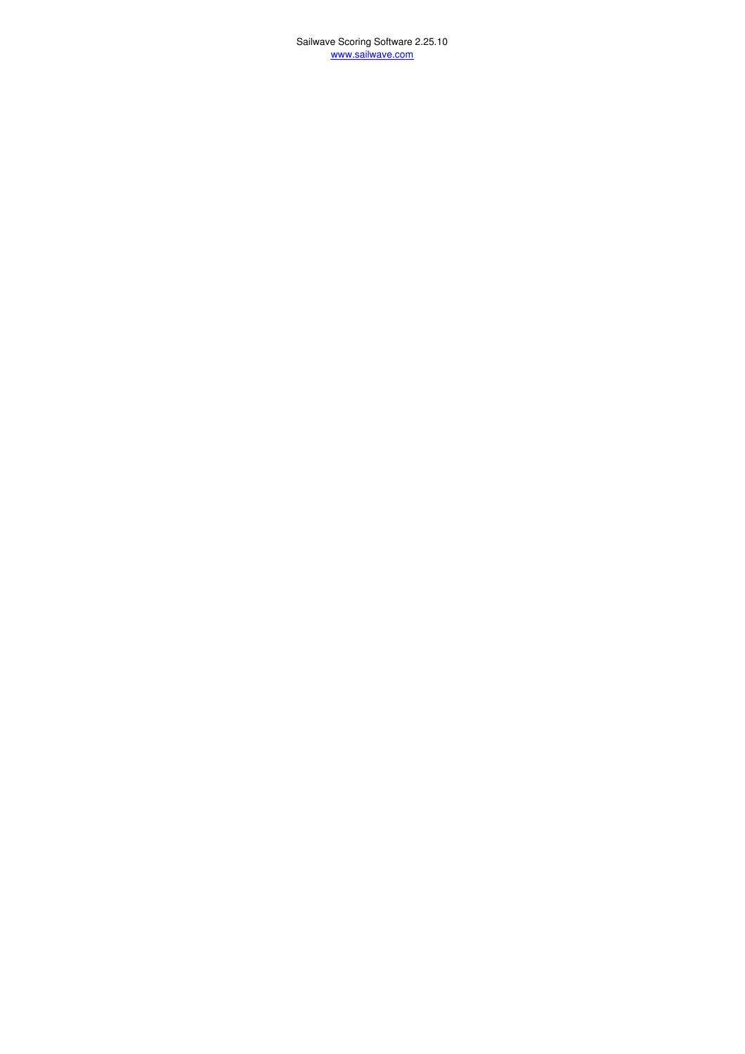Sailwave Scoring Software 2.25.10
[www.sailwave.com](http://www.sailwave.com)